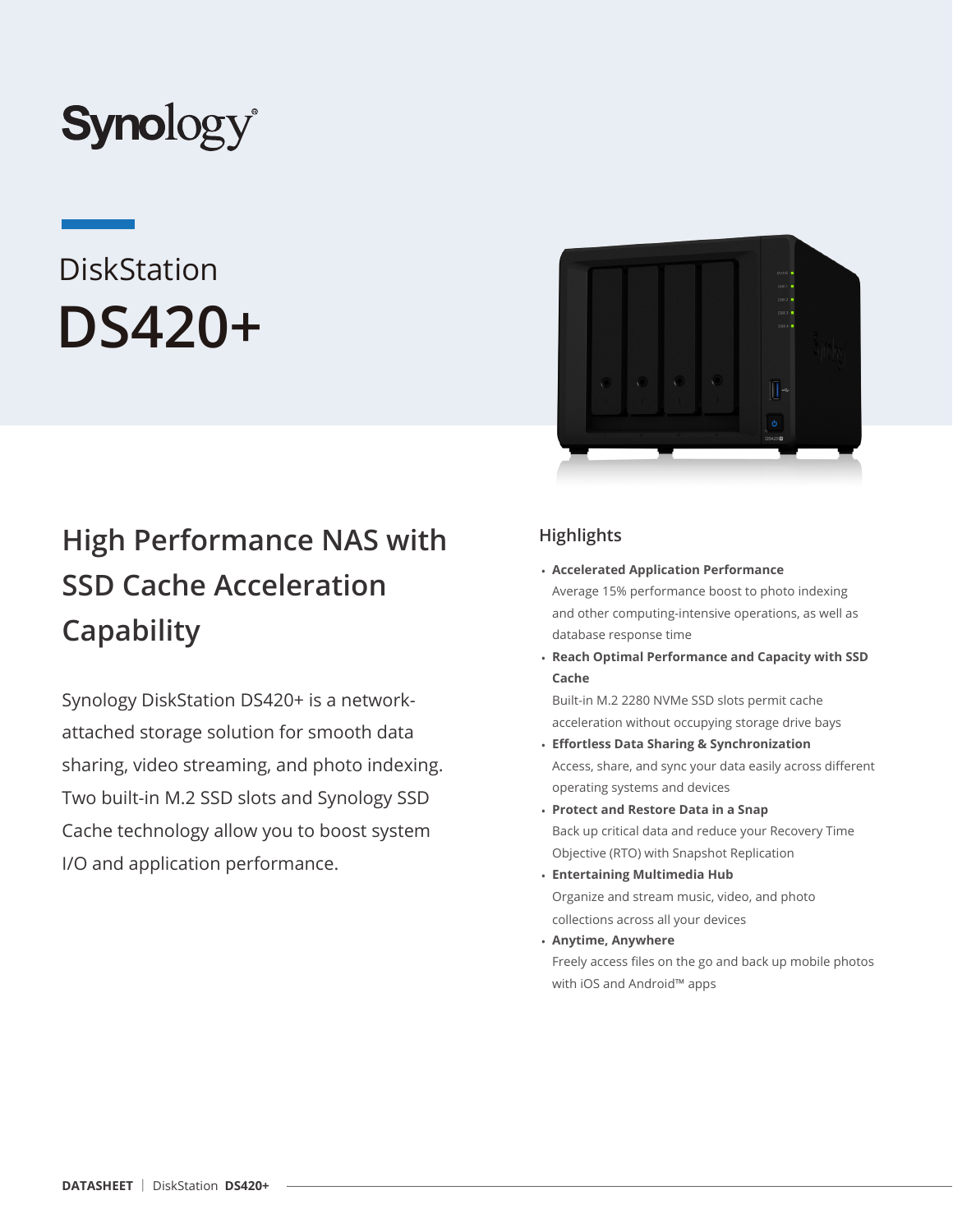Synology

# DiskStation DS420+

## High Performance NAS with SSD Cache Acceleration Capability

Synology DiskStation DS420+ is a network-attached storage solution for smooth data sharing, video streaming, and photo indexing. Two built-in M.2 SSD slots and Synology SSD Cache technology allow you to boost system I/O and application performance.

### Highlights

- **Accelerated Application Performance**
  Average 15% performance boost to photo indexing and other computing-intensive operations, as well as database response time
- **Reach Optimal Performance and Capacity with SSD Cache**
  Built-in M.2 2280 NVMe SSD slots permit cache acceleration without occupying storage drive bays
- **Effortless Data Sharing & Synchronization**
  Access, share, and sync your data easily across different operating systems and devices
- **Protect and Restore Data in a Snap**
  Back up critical data and reduce your Recovery Time Objective (RTO) with Snapshot Replication
- **Entertaining Multimedia Hub**
  Organize and stream music, video, and photo collections across all your devices
- **Anytime, Anywhere**
  Freely access files on the go and back up mobile photos with iOS and Android™ apps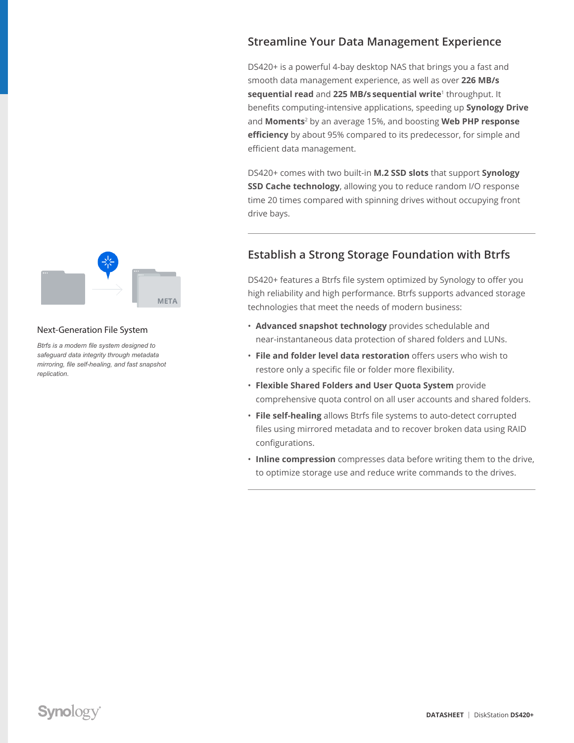## Streamline Your Data Management Experience

DS420+ is a powerful 4-bay desktop NAS that brings you a fast and smooth data management experience, as well as over **226 MB/s sequential read** and **225 MB/s sequential write**[1] throughput. It benefits computing-intensive applications, speeding up **Synology Drive** and **Moments**[2] by an average 15%, and boosting **Web PHP response efficiency** by about 95% compared to its predecessor, for simple and efficient data management.

DS420+ comes with two built-in **M.2 SSD slots** that support **Synology SSD Cache technology**, allowing you to reduce random I/O response time 20 times compared with spinning drives without occupying front drive bays.

## Establish a Strong Storage Foundation with Btrfs

DS420+ features a Btrfs file system optimized by Synology to offer you high reliability and high performance. Btrfs supports advanced storage technologies that meet the needs of modern business:

- **Advanced snapshot technology** provides schedulable and near-instantaneous data protection of shared folders and LUNs.
- **File and folder level data restoration** offers users who wish to restore only a specific file or folder more flexibility.
- **Flexible Shared Folders and User Quota System** provide comprehensive quota control on all user accounts and shared folders.
- **File self-healing** allows Btrfs file systems to auto-detect corrupted files using mirrored metadata and to recover broken data using RAID configurations.
- **Inline compression** compresses data before writing them to the drive, to optimize storage use and reduce write commands to the drives.

### Next-Generation File System

*Btrfs is a modern file system designed to safeguard data integrity through metadata mirroring, file self-healing, and fast snapshot replication.*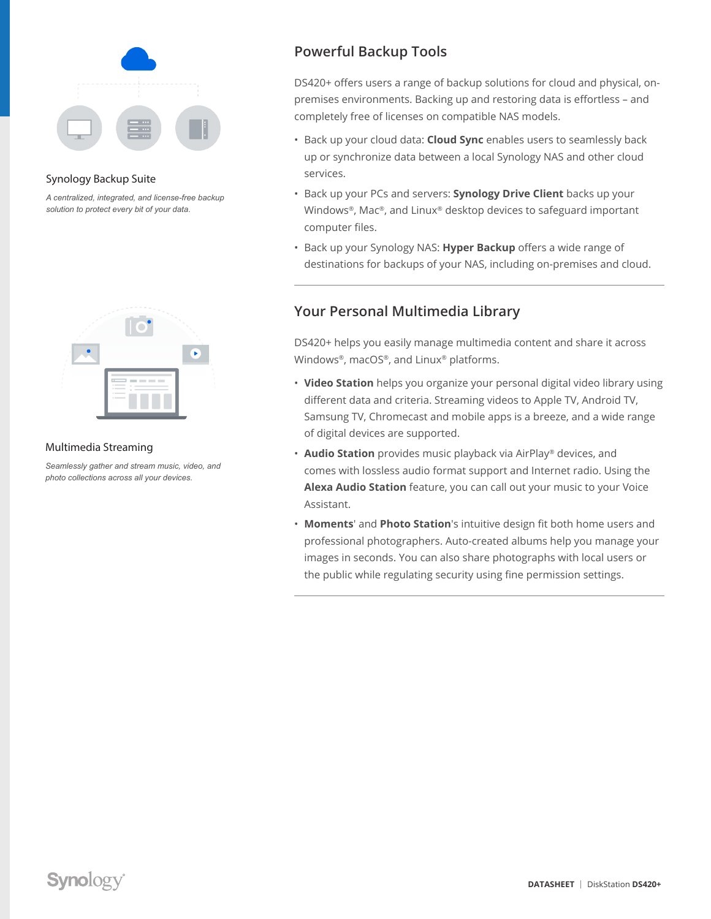### Synology Backup Suite

*A centralized, integrated, and license-free backup solution to protect every bit of your data.*

## Powerful Backup Tools

DS420+ offers users a range of backup solutions for cloud and physical, on-premises environments. Backing up and restoring data is effortless – and completely free of licenses on compatible NAS models.

- Back up your cloud data: **Cloud Sync** enables users to seamlessly back up or synchronize data between a local Synology NAS and other cloud services.
- Back up your PCs and servers: **Synology Drive Client** backs up your Windows®, Mac®, and Linux® desktop devices to safeguard important computer files.
- Back up your Synology NAS: **Hyper Backup** offers a wide range of destinations for backups of your NAS, including on-premises and cloud.

### Multimedia Streaming

*Seamlessly gather and stream music, video, and photo collections across all your devices.*

## Your Personal Multimedia Library

DS420+ helps you easily manage multimedia content and share it across Windows®, macOS®, and Linux® platforms.

- **Video Station** helps you organize your personal digital video library using different data and criteria. Streaming videos to Apple TV, Android TV, Samsung TV, Chromecast and mobile apps is a breeze, and a wide range of digital devices are supported.
- **Audio Station** provides music playback via AirPlay® devices, and comes with lossless audio format support and Internet radio. Using the **Alexa Audio Station** feature, you can call out your music to your Voice Assistant.
- **Moments**' and **Photo Station**'s intuitive design fit both home users and professional photographers. Auto-created albums help you manage your images in seconds. You can also share photographs with local users or the public while regulating security using fine permission settings.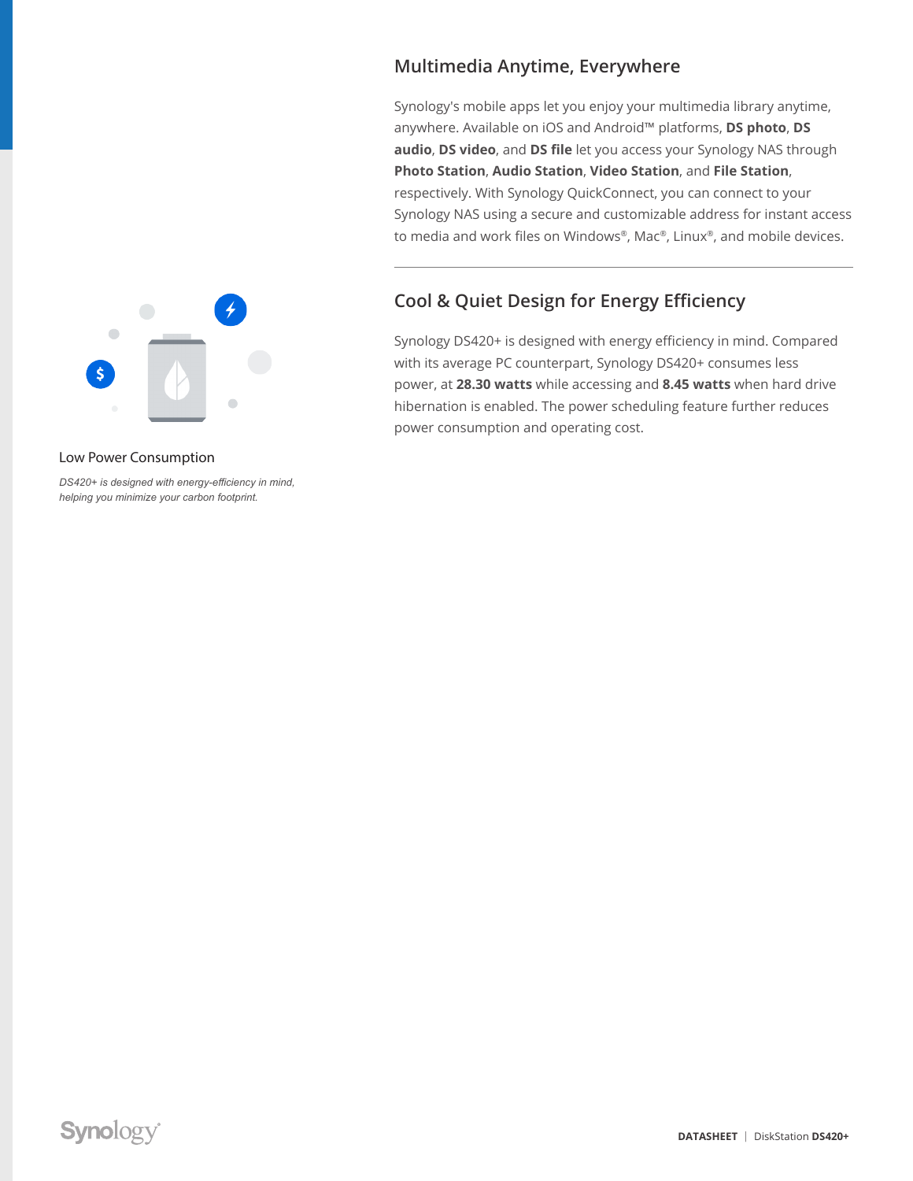## Multimedia Anytime, Everywhere

Synology's mobile apps let you enjoy your multimedia library anytime, anywhere. Available on iOS and Android™ platforms, **DS photo**, **DS audio**, **DS video**, and **DS file** let you access your Synology NAS through **Photo Station**, **Audio Station**, **Video Station**, and **File Station**, respectively. With Synology QuickConnect, you can connect to your Synology NAS using a secure and customizable address for instant access to media and work files on Windows®, Mac®, Linux®, and mobile devices.

---

## Cool & Quiet Design for Energy Efficiency

Synology DS420+ is designed with energy efficiency in mind. Compared with its average PC counterpart, Synology DS420+ consumes less power, at **28.30 watts** while accessing and **8.45 watts** when hard drive hibernation is enabled. The power scheduling feature further reduces power consumption and operating cost.

Low Power Consumption

*DS420+ is designed with energy-efficiency in mind, helping you minimize your carbon footprint.*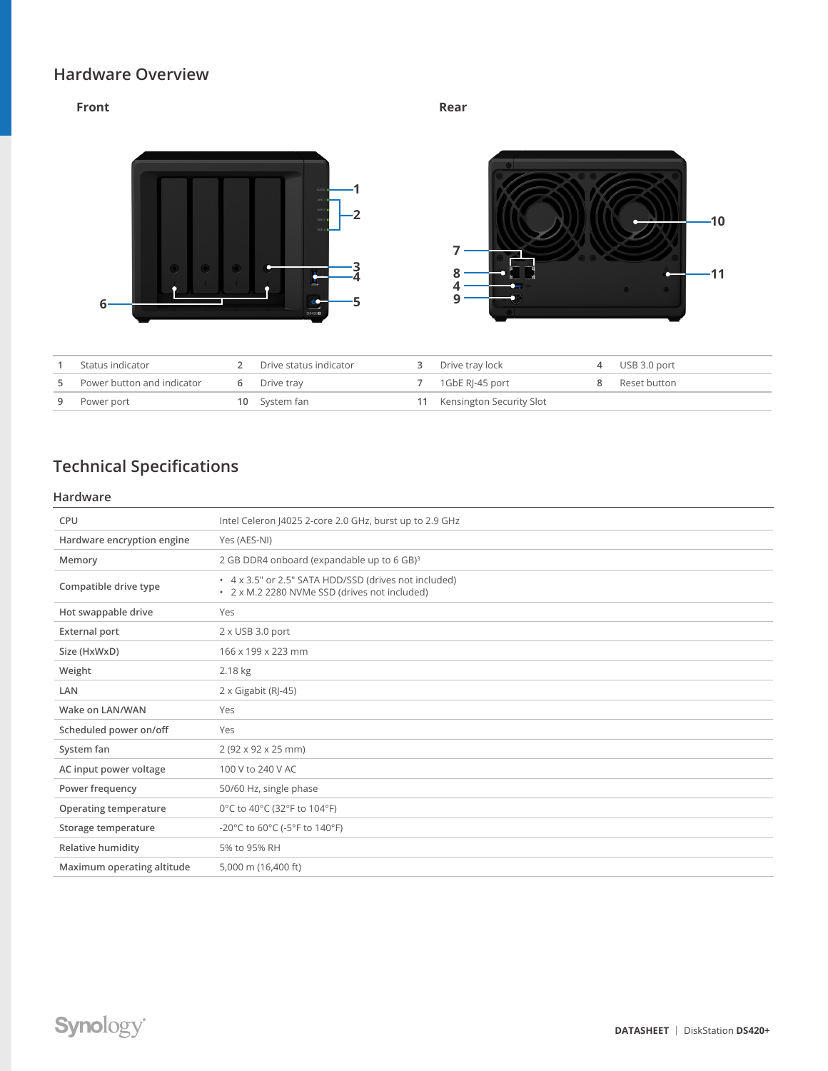## Hardware Overview

**Front**

**Rear**

| | | | | | | | |
|---|---|---|---|---|---|---|---|
| 1 | Status indicator | 2 | Drive status indicator | 3 | Drive tray lock | 4 | USB 3.0 port |
| 5 | Power button and indicator | 6 | Drive tray | 7 | 1GbE RJ-45 port | 8 | Reset button |
| 9 | Power port | 10 | System fan | 11 | Kensington Security Slot | | |

## Technical Specifications

### Hardware

| | |
|---|---|
| CPU | Intel Celeron J4025 2-core 2.0 GHz, burst up to 2.9 GHz |
| Hardware encryption engine | Yes (AES-NI) |
| Memory | 2 GB DDR4 onboard (expandable up to 6 GB)[3] |
| Compatible drive type | • 4 x 3.5" or 2.5" SATA HDD/SSD (drives not included)<br>• 2 x M.2 2280 NVMe SSD (drives not included) |
| Hot swappable drive | Yes |
| External port | 2 x USB 3.0 port |
| Size (HxWxD) | 166 x 199 x 223 mm |
| Weight | 2.18 kg |
| LAN | 2 x Gigabit (RJ-45) |
| Wake on LAN/WAN | Yes |
| Scheduled power on/off | Yes |
| System fan | 2 (92 x 92 x 25 mm) |
| AC input power voltage | 100 V to 240 V AC |
| Power frequency | 50/60 Hz, single phase |
| Operating temperature | 0°C to 40°C (32°F to 104°F) |
| Storage temperature | -20°C to 60°C (-5°F to 140°F) |
| Relative humidity | 5% to 95% RH |
| Maximum operating altitude | 5,000 m (16,400 ft) |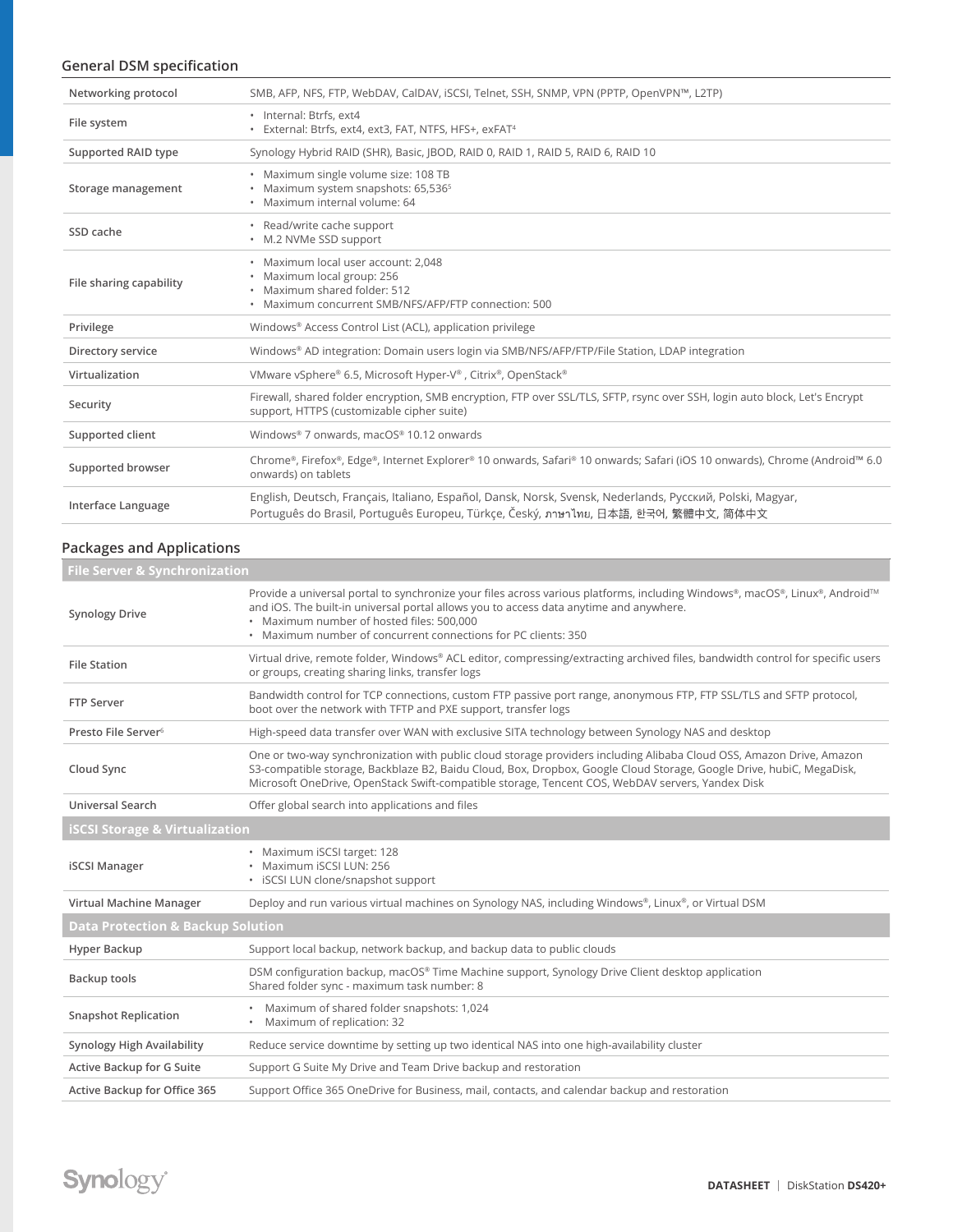## General DSM specification

| | |
|---|---|
| Networking protocol | SMB, AFP, NFS, FTP, WebDAV, CalDAV, iSCSI, Telnet, SSH, SNMP, VPN (PPTP, OpenVPN™, L2TP) |
| File system | • Internal: Btrfs, ext4<br>• External: Btrfs, ext4, ext3, FAT, NTFS, HFS+, exFAT[4] |
| Supported RAID type | Synology Hybrid RAID (SHR), Basic, JBOD, RAID 0, RAID 1, RAID 5, RAID 6, RAID 10 |
| Storage management | • Maximum single volume size: 108 TB<br>• Maximum system snapshots: 65,536[5]<br>• Maximum internal volume: 64 |
| SSD cache | • Read/write cache support<br>• M.2 NVMe SSD support |
| File sharing capability | • Maximum local user account: 2,048<br>• Maximum local group: 256<br>• Maximum shared folder: 512<br>• Maximum concurrent SMB/NFS/AFP/FTP connection: 500 |
| Privilege | Windows® Access Control List (ACL), application privilege |
| Directory service | Windows® AD integration: Domain users login via SMB/NFS/AFP/FTP/File Station, LDAP integration |
| Virtualization | VMware vSphere® 6.5, Microsoft Hyper-V®, Citrix®, OpenStack® |
| Security | Firewall, shared folder encryption, SMB encryption, FTP over SSL/TLS, SFTP, rsync over SSH, login auto block, Let's Encrypt support, HTTPS (customizable cipher suite) |
| Supported client | Windows® 7 onwards, macOS® 10.12 onwards |
| Supported browser | Chrome®, Firefox®, Edge®, Internet Explorer® 10 onwards, Safari® 10 onwards; Safari (iOS 10 onwards), Chrome (Android™ 6.0 onwards) on tablets |
| Interface Language | English, Deutsch, Français, Italiano, Español, Dansk, Norsk, Svensk, Nederlands, Русский, Polski, Magyar, Português do Brasil, Português Europeu, Türkçe, Český, ภาษาไทย, 日本語, 한국어, 繁體中文, 简体中文 |

## Packages and Applications

| | |
|---|---|
| **File Server & Synchronization** | |
| Synology Drive | Provide a universal portal to synchronize your files across various platforms, including Windows®, macOS®, Linux®, Android™ and iOS. The built-in universal portal allows you to access data anytime and anywhere.<br>• Maximum number of hosted files: 500,000<br>• Maximum number of concurrent connections for PC clients: 350 |
| File Station | Virtual drive, remote folder, Windows® ACL editor, compressing/extracting archived files, bandwidth control for specific users or groups, creating sharing links, transfer logs |
| FTP Server | Bandwidth control for TCP connections, custom FTP passive port range, anonymous FTP, FTP SSL/TLS and SFTP protocol, boot over the network with TFTP and PXE support, transfer logs |
| Presto File Server[6] | High-speed data transfer over WAN with exclusive SITA technology between Synology NAS and desktop |
| Cloud Sync | One or two-way synchronization with public cloud storage providers including Alibaba Cloud OSS, Amazon Drive, Amazon S3-compatible storage, Backblaze B2, Baidu Cloud, Box, Dropbox, Google Cloud Storage, Google Drive, hubiC, MegaDisk, Microsoft OneDrive, OpenStack Swift-compatible storage, Tencent COS, WebDAV servers, Yandex Disk |
| Universal Search | Offer global search into applications and files |
| **iSCSI Storage & Virtualization** | |
| iSCSI Manager | • Maximum iSCSI target: 128<br>• Maximum iSCSI LUN: 256<br>• iSCSI LUN clone/snapshot support |
| Virtual Machine Manager | Deploy and run various virtual machines on Synology NAS, including Windows®, Linux®, or Virtual DSM |
| **Data Protection & Backup Solution** | |
| Hyper Backup | Support local backup, network backup, and backup data to public clouds |
| Backup tools | DSM configuration backup, macOS® Time Machine support, Synology Drive Client desktop application<br>Shared folder sync - maximum task number: 8 |
| Snapshot Replication | • Maximum of shared folder snapshots: 1,024<br>• Maximum of replication: 32 |
| Synology High Availability | Reduce service downtime by setting up two identical NAS into one high-availability cluster |
| Active Backup for G Suite | Support G Suite My Drive and Team Drive backup and restoration |
| Active Backup for Office 365 | Support Office 365 OneDrive for Business, mail, contacts, and calendar backup and restoration |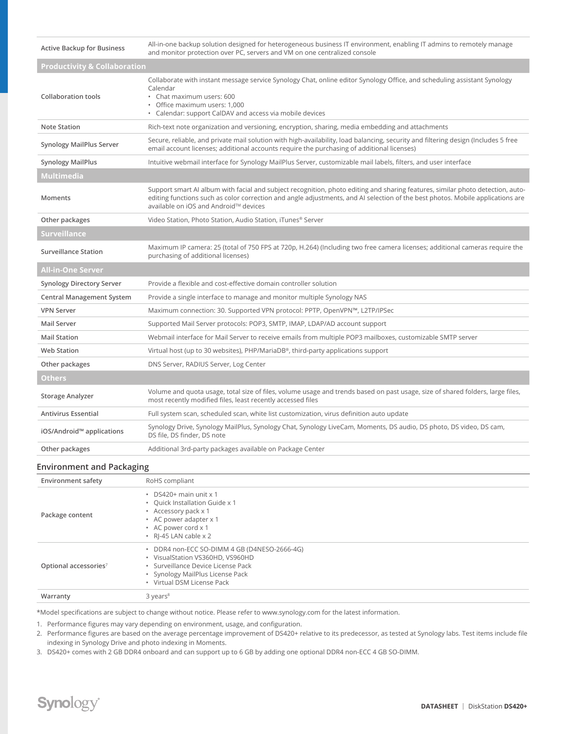| | |
|---|---|
| Active Backup for Business | All-in-one backup solution designed for heterogeneous business IT environment, enabling IT admins to remotely manage and monitor protection over PC, servers and VM on one centralized console |
| **Productivity & Collaboration** | |
| Collaboration tools | Collaborate with instant message service Synology Chat, online editor Synology Office, and scheduling assistant Synology Calendar<br>• Chat maximum users: 600<br>• Office maximum users: 1,000<br>• Calendar: support CalDAV and access via mobile devices |
| Note Station | Rich-text note organization and versioning, encryption, sharing, media embedding and attachments |
| Synology MailPlus Server | Secure, reliable, and private mail solution with high-availability, load balancing, security and filtering design (Includes 5 free email account licenses; additional accounts require the purchasing of additional licenses) |
| Synology MailPlus | Intuitive webmail interface for Synology MailPlus Server, customizable mail labels, filters, and user interface |
| **Multimedia** | |
| Moments | Support smart AI album with facial and subject recognition, photo editing and sharing features, similar photo detection, auto-editing functions such as color correction and angle adjustments, and AI selection of the best photos. Mobile applications are available on iOS and Android™ devices |
| Other packages | Video Station, Photo Station, Audio Station, iTunes® Server |
| **Surveillance** | |
| Surveillance Station | Maximum IP camera: 25 (total of 750 FPS at 720p, H.264) (Including two free camera licenses; additional cameras require the purchasing of additional licenses) |
| **All-in-One Server** | |
| Synology Directory Server | Provide a flexible and cost-effective domain controller solution |
| Central Management System | Provide a single interface to manage and monitor multiple Synology NAS |
| VPN Server | Maximum connection: 30. Supported VPN protocol: PPTP, OpenVPN™, L2TP/IPSec |
| Mail Server | Supported Mail Server protocols: POP3, SMTP, IMAP, LDAP/AD account support |
| Mail Station | Webmail interface for Mail Server to receive emails from multiple POP3 mailboxes, customizable SMTP server |
| Web Station | Virtual host (up to 30 websites), PHP/MariaDB®, third-party applications support |
| Other packages | DNS Server, RADIUS Server, Log Center |
| **Others** | |
| Storage Analyzer | Volume and quota usage, total size of files, volume usage and trends based on past usage, size of shared folders, large files, most recently modified files, least recently accessed files |
| Antivirus Essential | Full system scan, scheduled scan, white list customization, virus definition auto update |
| iOS/Android™ applications | Synology Drive, Synology MailPlus, Synology Chat, Synology LiveCam, Moments, DS audio, DS photo, DS video, DS cam, DS file, DS finder, DS note |
| Other packages | Additional 3rd-party packages available on Package Center |

## Environment and Packaging

| | |
|---|---|
| Environment safety | RoHS compliant |
| Package content | • DS420+ main unit x 1<br>• Quick Installation Guide x 1<br>• Accessory pack x 1<br>• AC power adapter x 1<br>• AC power cord x 1<br>• RJ-45 LAN cable x 2 |
| Optional accessories[7] | • DDR4 non-ECC SO-DIMM 4 GB (D4NESO-2666-4G)<br>• VisualStation VS360HD, VS960HD<br>• Surveillance Device License Pack<br>• Synology MailPlus License Pack<br>• Virtual DSM License Pack |
| Warranty | 3 years[8] |

*Model specifications are subject to change without notice. Please refer to www.synology.com for the latest information.

1. Performance figures may vary depending on environment, usage, and configuration.
2. Performance figures are based on the average percentage improvement of DS420+ relative to its predecessor, as tested at Synology labs. Test items include file indexing in Synology Drive and photo indexing in Moments.
3. DS420+ comes with 2 GB DDR4 onboard and can support up to 6 GB by adding one optional DDR4 non-ECC 4 GB SO-DIMM.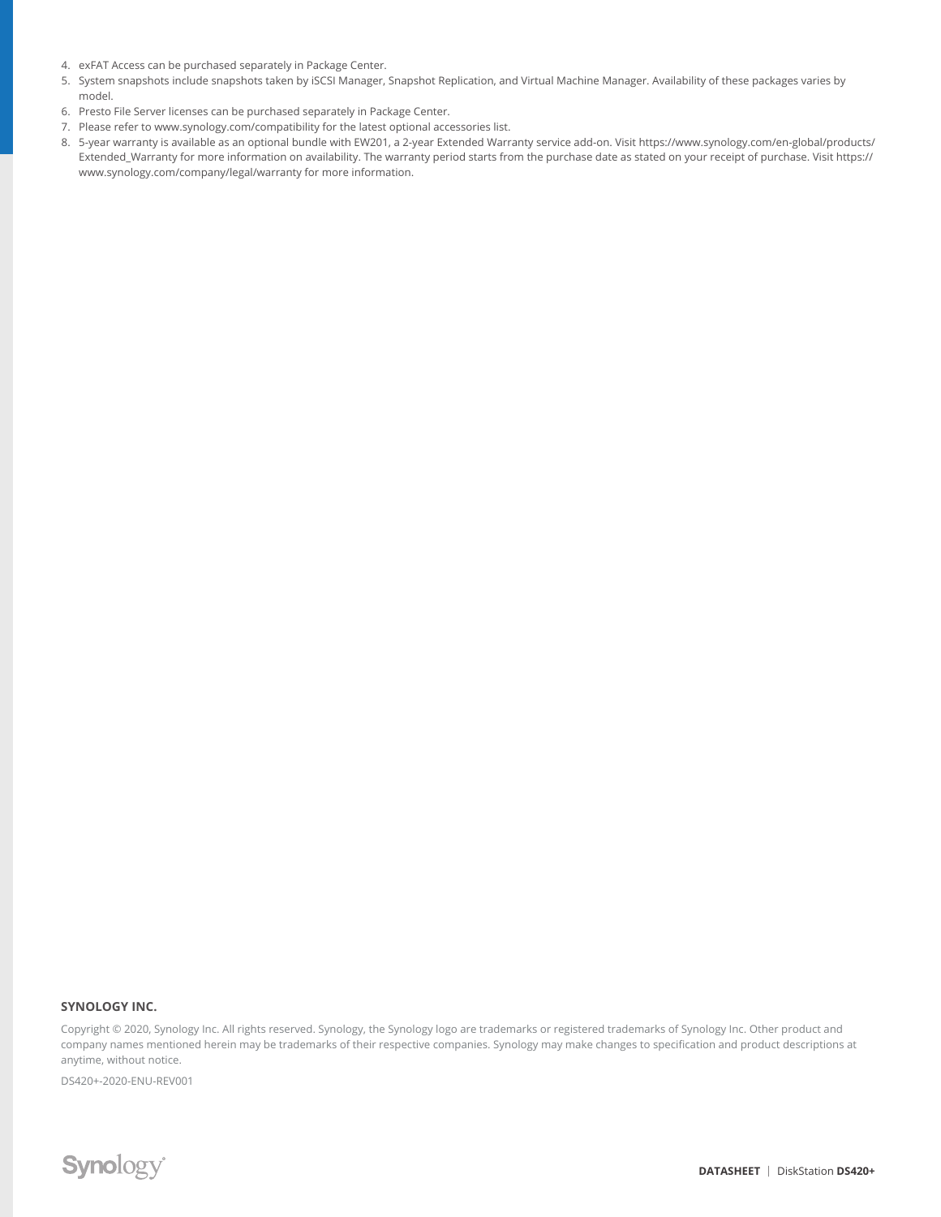4. exFAT Access can be purchased separately in Package Center.
5. System snapshots include snapshots taken by iSCSI Manager, Snapshot Replication, and Virtual Machine Manager. Availability of these packages varies by model.
6. Presto File Server licenses can be purchased separately in Package Center.
7. Please refer to www.synology.com/compatibility for the latest optional accessories list.
8. 5-year warranty is available as an optional bundle with EW201, a 2-year Extended Warranty service add-on. Visit https://www.synology.com/en-global/products/Extended_Warranty for more information on availability. The warranty period starts from the purchase date as stated on your receipt of purchase. Visit https://www.synology.com/company/legal/warranty for more information.

**SYNOLOGY INC.**

Copyright © 2020, Synology Inc. All rights reserved. Synology, the Synology logo are trademarks or registered trademarks of Synology Inc. Other product and company names mentioned herein may be trademarks of their respective companies. Synology may make changes to specification and product descriptions at anytime, without notice.

DS420+-2020-ENU-REV001